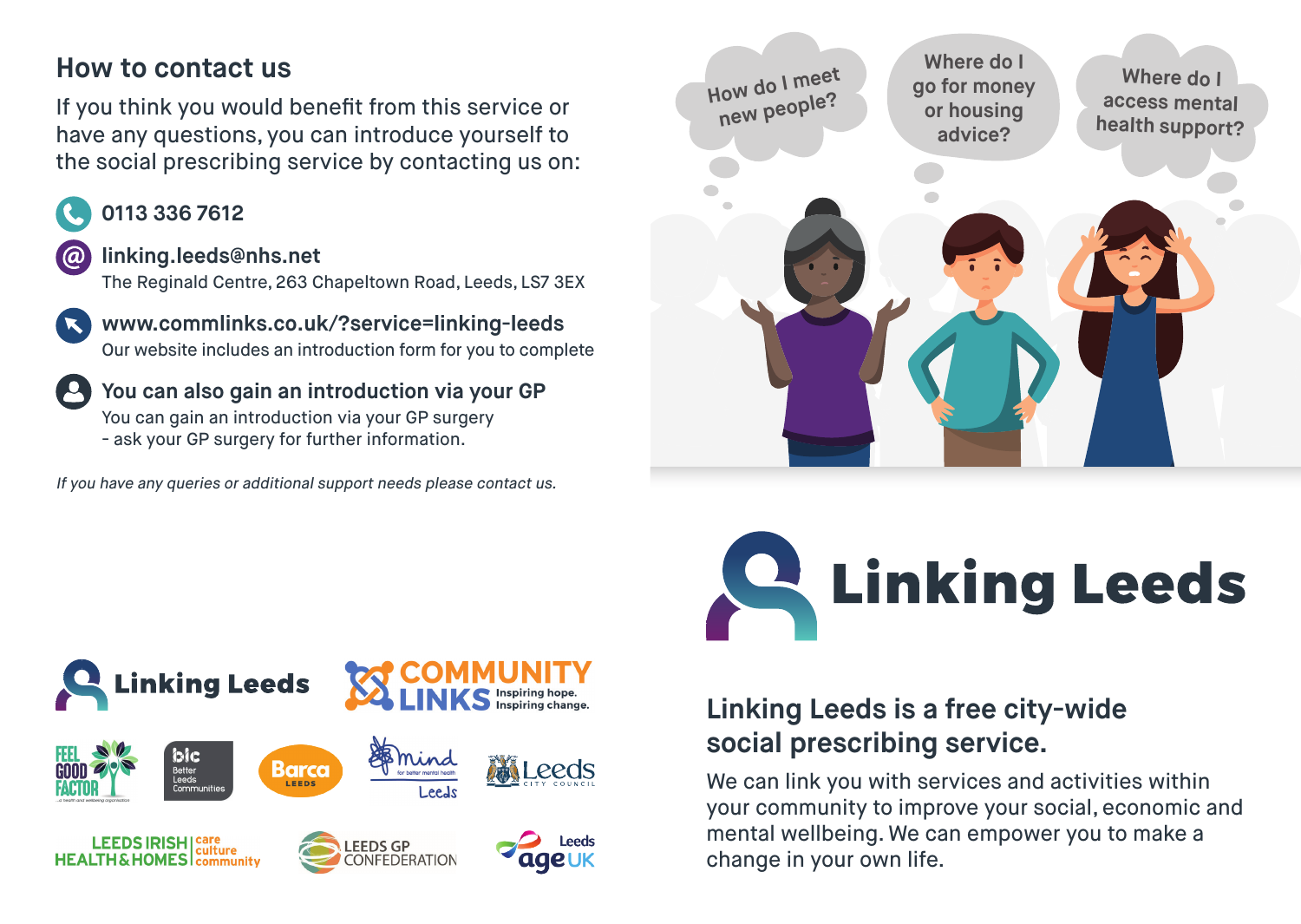## How to contact us

If you think you would benefit from this service or have any questions, you can introduce yourself to the social prescribing service by contacting us on:

**0113 336 7612**

**linking.leeds@nhs.net**
The Reginald Centre, 263 Chapeltown Road, Leeds, LS7 3EX

**www.commlinks.co.uk/?service=linking-leeds**
Our website includes an introduction form for you to complete

**You can also gain an introduction via your GP**
You can gain an introduction via your GP surgery - ask your GP surgery for further information.

*If you have any queries or additional support needs please contact us.*

How do I meet new people?

Where do I go for money or housing advice?

Where do I access mental health support?

# Linking Leeds

## Linking Leeds is a free city-wide social prescribing service.

We can link you with services and activities within your community to improve your social, economic and mental wellbeing. We can empower you to make a change in your own life.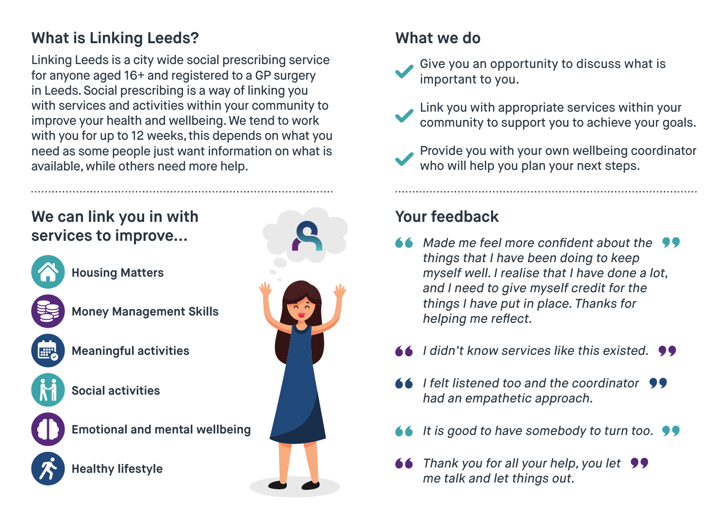## What is Linking Leeds?

Linking Leeds is a city wide social prescribing service for anyone aged 16+ and registered to a GP surgery in Leeds. Social prescribing is a way of linking you with services and activities within your community to improve your health and wellbeing. We tend to work with you for up to 12 weeks, this depends on what you need as some people just want information on what is available, while others need more help.

## We can link you in with services to improve...

- **Housing Matters**
- **Money Management Skills**
- **Meaningful activities**
- **Social activities**
- **Emotional and mental wellbeing**
- **Healthy lifestyle**

## What we do

- Give you an opportunity to discuss what is important to you.
- Link you with appropriate services within your community to support you to achieve your goals.
- Provide you with your own wellbeing coordinator who will help you plan your next steps.

## Your feedback

> *Made me feel more confident about the things that I have been doing to keep myself well. I realise that I have done a lot, and I need to give myself credit for the things I have put in place. Thanks for helping me reflect.*

> *I didn't know services like this existed.*

> *I felt listened too and the coordinator had an empathetic approach.*

> *It is good to have somebody to turn too.*

> *Thank you for all your help, you let me talk and let things out.*